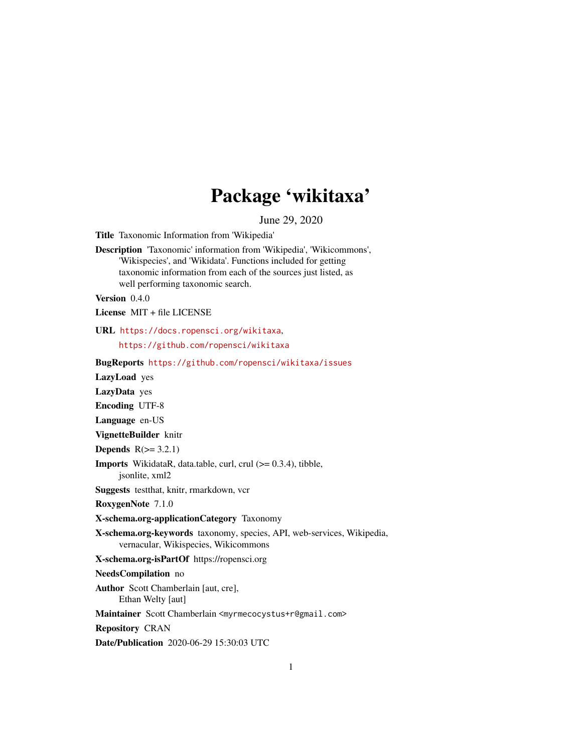# Package 'wikitaxa'

June 29, 2020

**Title** Taxonomic Information from 'Wikipedia'

**Description** 'Taxonomic' information from 'Wikipedia', 'Wikicommons', 'Wikispecies', and 'Wikidata'. Functions included for getting taxonomic information from each of the sources just listed, as well performing taxonomic search.

**Version** 0.4.0

**License** MIT + file LICENSE

**URL** https://docs.ropensci.org/wikitaxa, https://github.com/ropensci/wikitaxa

**BugReports** https://github.com/ropensci/wikitaxa/issues

**LazyLoad** yes

**LazyData** yes

**Encoding** UTF-8

**Language** en-US

**VignetteBuilder** knitr

**Depends** R(>= 3.2.1)

**Imports** WikidataR, data.table, curl, crul (>= 0.3.4), tibble, jsonlite, xml2

**Suggests** testthat, knitr, rmarkdown, vcr

**RoxygenNote** 7.1.0

**X-schema.org-applicationCategory** Taxonomy

**X-schema.org-keywords** taxonomy, species, API, web-services, Wikipedia, vernacular, Wikispecies, Wikicommons

**X-schema.org-isPartOf** https://ropensci.org

**NeedsCompilation** no

**Author** Scott Chamberlain [aut, cre], Ethan Welty [aut]

**Maintainer** Scott Chamberlain <myrmecocystus+r@gmail.com>

**Repository** CRAN

**Date/Publication** 2020-06-29 15:30:03 UTC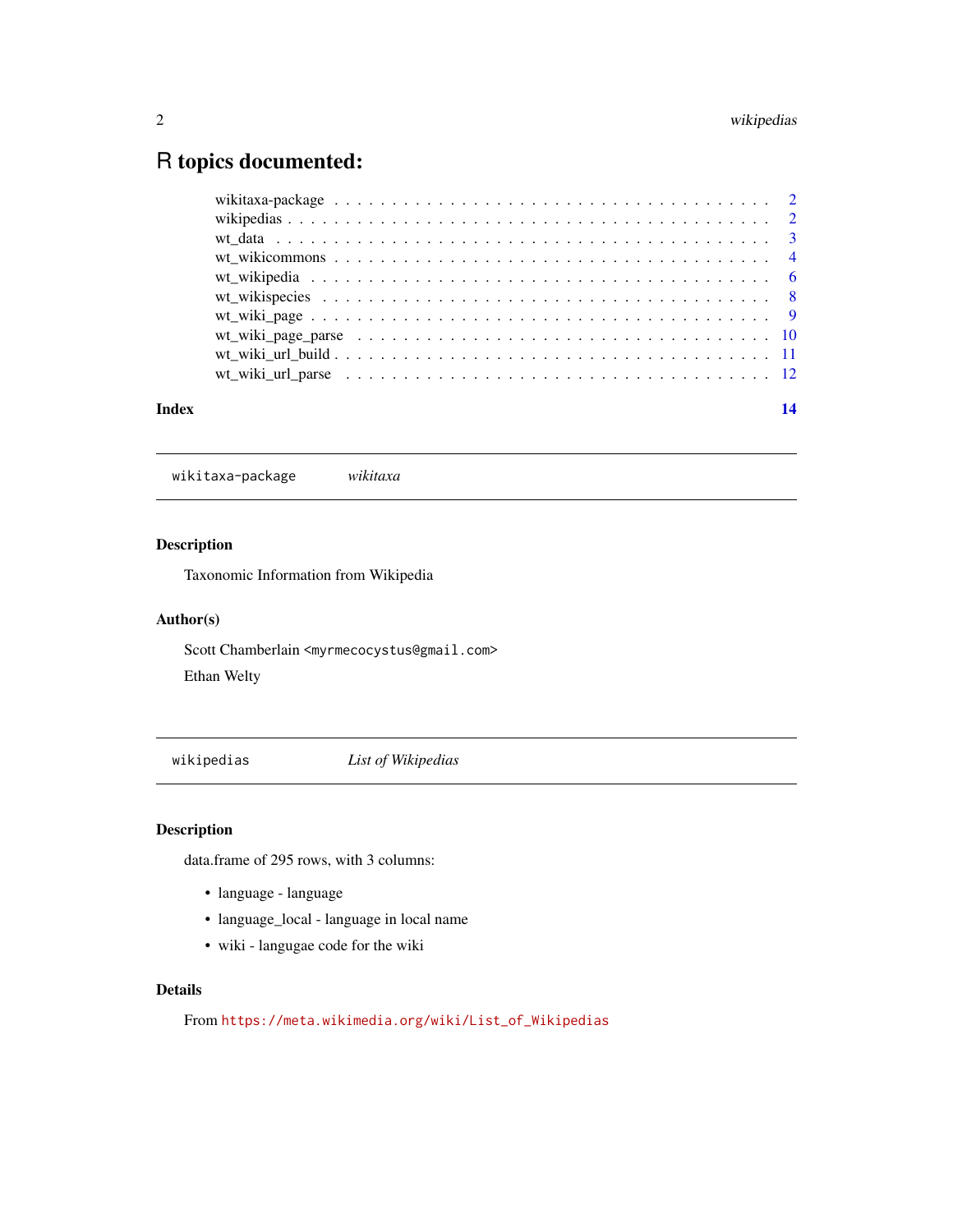# R topics documented:

wikitaxa-package . . . . . . . . . . . . . . . . . . . . . . . . . . . . . . . . . . . 2
wikipedias . . . . . . . . . . . . . . . . . . . . . . . . . . . . . . . . . . . . . . . 2
wt_data . . . . . . . . . . . . . . . . . . . . . . . . . . . . . . . . . . . . . . . . 3
wt_wikicommons . . . . . . . . . . . . . . . . . . . . . . . . . . . . . . . . . . . 4
wt_wikipedia . . . . . . . . . . . . . . . . . . . . . . . . . . . . . . . . . . . . . 6
wt_wikispecies . . . . . . . . . . . . . . . . . . . . . . . . . . . . . . . . . . . . 8
wt_wiki_page . . . . . . . . . . . . . . . . . . . . . . . . . . . . . . . . . . . . . 9
wt_wiki_page_parse . . . . . . . . . . . . . . . . . . . . . . . . . . . . . . . . . . 10
wt_wiki_url_build . . . . . . . . . . . . . . . . . . . . . . . . . . . . . . . . . . . 11
wt_wiki_url_parse . . . . . . . . . . . . . . . . . . . . . . . . . . . . . . . . . . . 12

**Index** **14**

---

`wikitaxa-package` *wikitaxa*

---

### Description

Taxonomic Information from Wikipedia

### Author(s)

Scott Chamberlain <myrmecocystus@gmail.com>

Ethan Welty

---

`wikipedias` *List of Wikipedias*

---

### Description

data.frame of 295 rows, with 3 columns:

- language - language
- language_local - language in local name
- wiki - langugae code for the wiki

### Details

From https://meta.wikimedia.org/wiki/List_of_Wikipedias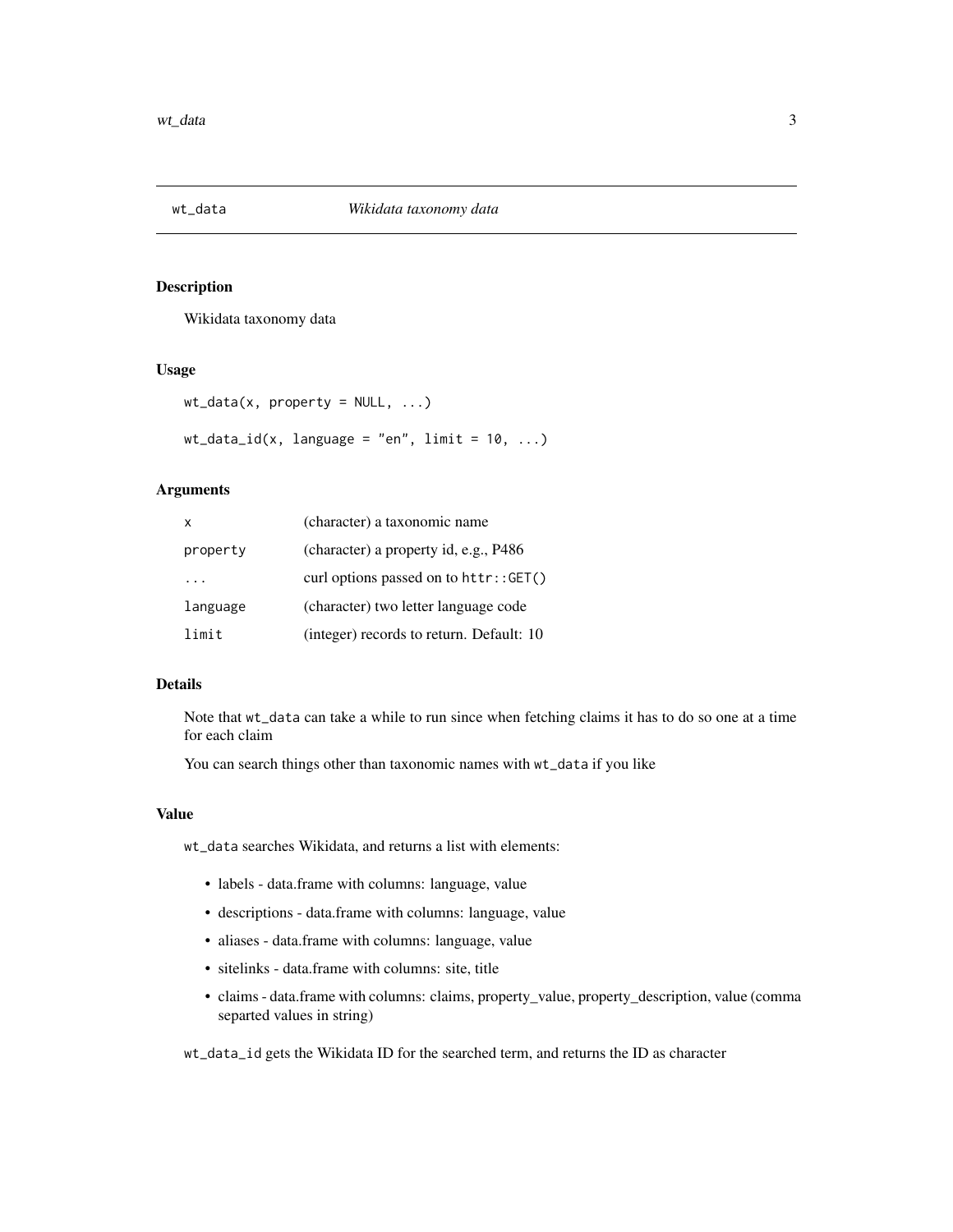`wt_data` *Wikidata taxonomy data*

## Description

Wikidata taxonomy data

## Usage

```
wt_data(x, property = NULL, ...)

wt_data_id(x, language = "en", limit = 10, ...)
```

## Arguments

| | |
|---|---|
| `x` | (character) a taxonomic name |
| `property` | (character) a property id, e.g., P486 |
| `...` | curl options passed on to `httr::GET()` |
| `language` | (character) two letter language code |
| `limit` | (integer) records to return. Default: 10 |

## Details

Note that `wt_data` can take a while to run since when fetching claims it has to do so one at a time for each claim

You can search things other than taxonomic names with `wt_data` if you like

## Value

`wt_data` searches Wikidata, and returns a list with elements:

- labels - data.frame with columns: language, value
- descriptions - data.frame with columns: language, value
- aliases - data.frame with columns: language, value
- sitelinks - data.frame with columns: site, title
- claims - data.frame with columns: claims, property_value, property_description, value (comma separted values in string)

`wt_data_id` gets the Wikidata ID for the searched term, and returns the ID as character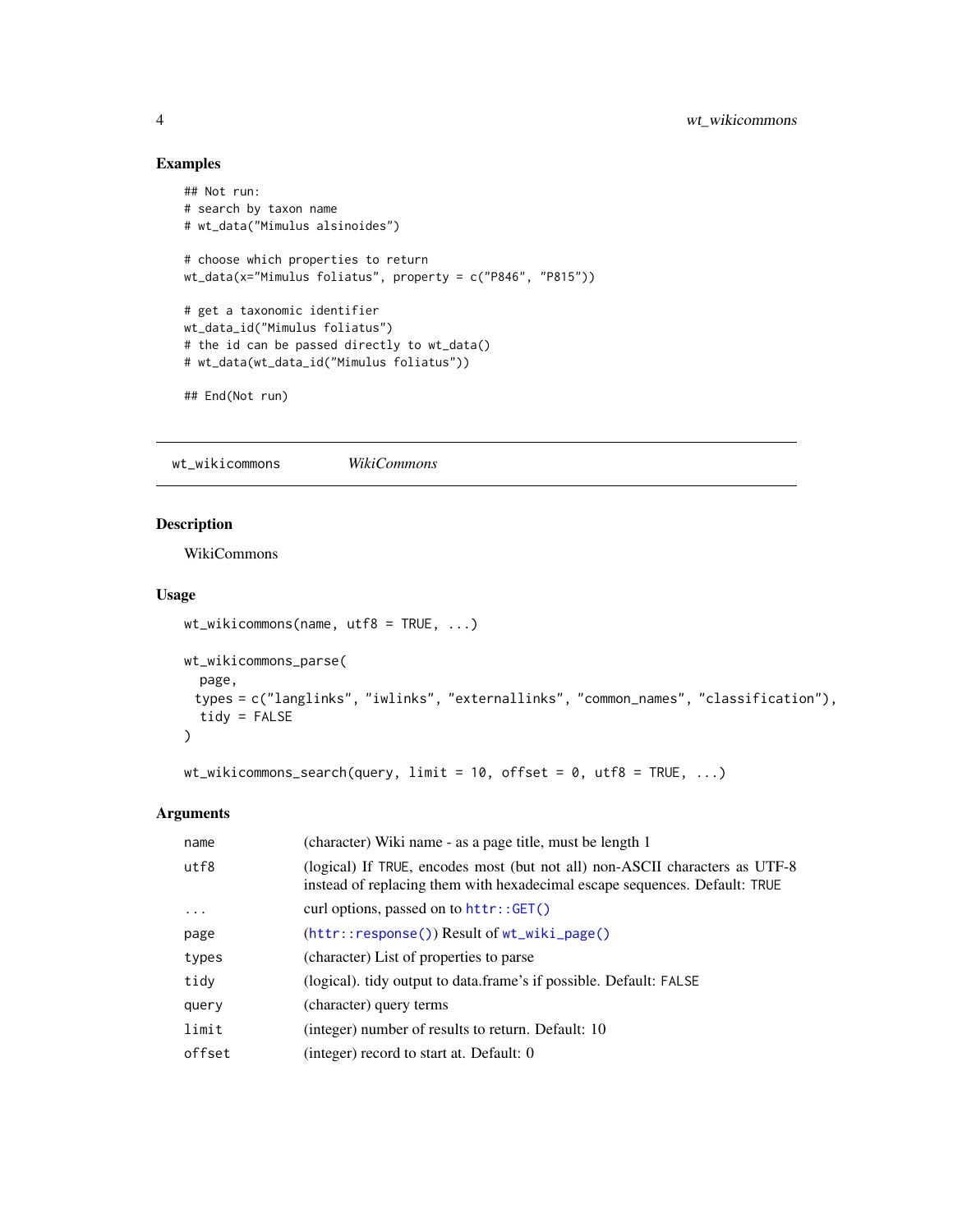## Examples

```
## Not run:
# search by taxon name
# wt_data("Mimulus alsinoides")

# choose which properties to return
wt_data(x="Mimulus foliatus", property = c("P846", "P815"))

# get a taxonomic identifier
wt_data_id("Mimulus foliatus")
# the id can be passed directly to wt_data()
# wt_data(wt_data_id("Mimulus foliatus"))

## End(Not run)
```

---

`wt_wikicommons` *WikiCommons*

---

## Description

WikiCommons

## Usage

```
wt_wikicommons(name, utf8 = TRUE, ...)

wt_wikicommons_parse(
  page,
  types = c("langlinks", "iwlinks", "externallinks", "common_names", "classification"),
  tidy = FALSE
)

wt_wikicommons_search(query, limit = 10, offset = 0, utf8 = TRUE, ...)
```

## Arguments

| | |
|---|---|
| `name` | (character) Wiki name - as a page title, must be length 1 |
| `utf8` | (logical) If `TRUE`, encodes most (but not all) non-ASCII characters as UTF-8 instead of replacing them with hexadecimal escape sequences. Default: `TRUE` |
| `...` | curl options, passed on to `httr::GET()` |
| `page` | (`httr::response()`) Result of `wt_wiki_page()` |
| `types` | (character) List of properties to parse |
| `tidy` | (logical). tidy output to data.frame's if possible. Default: `FALSE` |
| `query` | (character) query terms |
| `limit` | (integer) number of results to return. Default: 10 |
| `offset` | (integer) record to start at. Default: 0 |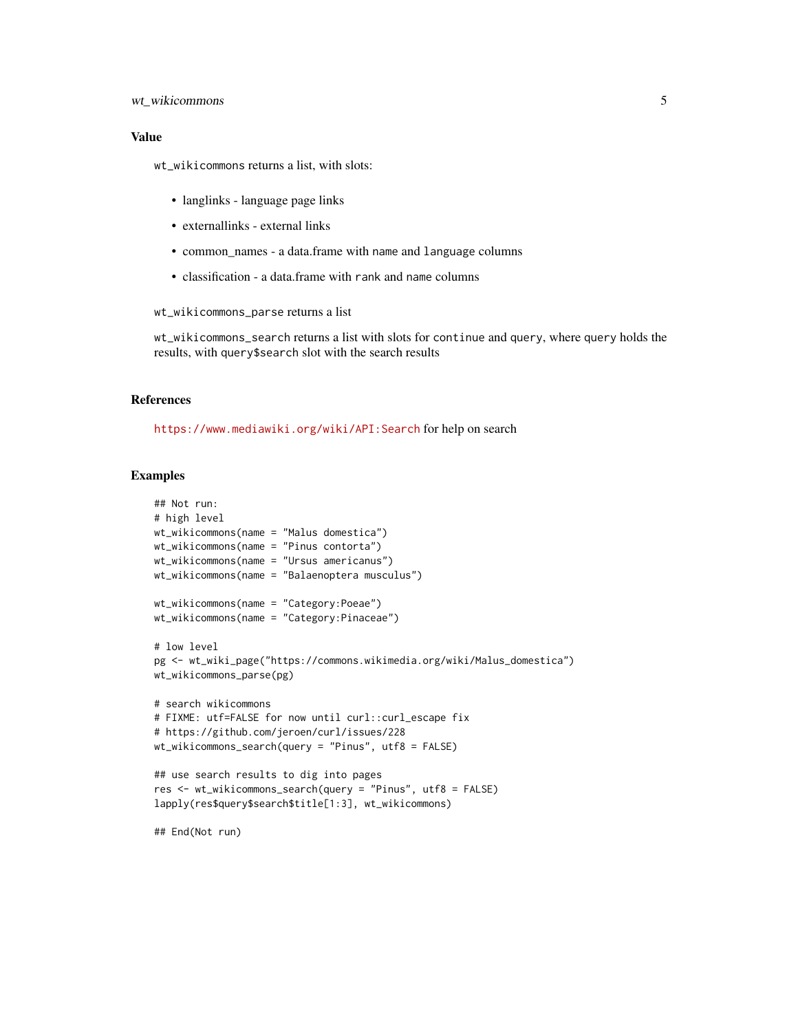## Value

`wt_wikicommons` returns a list, with slots:

- langlinks - language page links
- externallinks - external links
- common_names - a data.frame with `name` and `language` columns
- classification - a data.frame with `rank` and `name` columns

`wt_wikicommons_parse` returns a list

`wt_wikicommons_search` returns a list with slots for `continue` and `query`, where `query` holds the results, with `query$search` slot with the search results

## References

https://www.mediawiki.org/wiki/API:Search for help on search

## Examples

```
## Not run:
# high level
wt_wikicommons(name = "Malus domestica")
wt_wikicommons(name = "Pinus contorta")
wt_wikicommons(name = "Ursus americanus")
wt_wikicommons(name = "Balaenoptera musculus")

wt_wikicommons(name = "Category:Poeae")
wt_wikicommons(name = "Category:Pinaceae")

# low level
pg <- wt_wiki_page("https://commons.wikimedia.org/wiki/Malus_domestica")
wt_wikicommons_parse(pg)

# search wikicommons
# FIXME: utf=FALSE for now until curl::curl_escape fix
# https://github.com/jeroen/curl/issues/228
wt_wikicommons_search(query = "Pinus", utf8 = FALSE)

## use search results to dig into pages
res <- wt_wikicommons_search(query = "Pinus", utf8 = FALSE)
lapply(res$query$search$title[1:3], wt_wikicommons)

## End(Not run)
```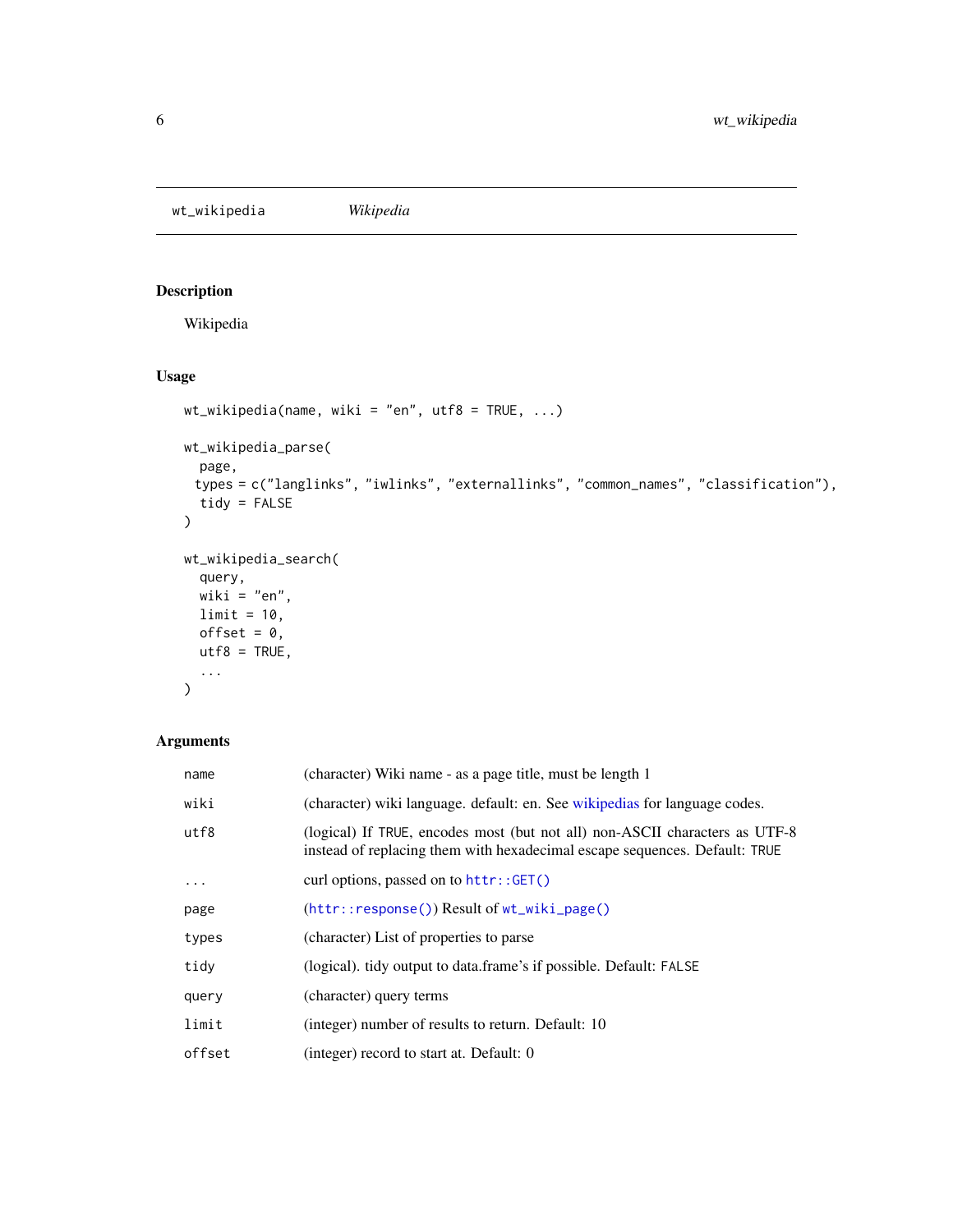wt_wikipedia *Wikipedia*

## Description

Wikipedia

## Usage

```
wt_wikipedia(name, wiki = "en", utf8 = TRUE, ...)

wt_wikipedia_parse(
  page,
  types = c("langlinks", "iwlinks", "externallinks", "common_names", "classification"),
  tidy = FALSE
)

wt_wikipedia_search(
  query,
  wiki = "en",
  limit = 10,
  offset = 0,
  utf8 = TRUE,
  ...
)
```

## Arguments

| | |
|---|---|
| name | (character) Wiki name - as a page title, must be length 1 |
| wiki | (character) wiki language. default: en. See wikipedias for language codes. |
| utf8 | (logical) If TRUE, encodes most (but not all) non-ASCII characters as UTF-8 instead of replacing them with hexadecimal escape sequences. Default: TRUE |
| ... | curl options, passed on to httr::GET() |
| page | (httr::response()) Result of wt_wiki_page() |
| types | (character) List of properties to parse |
| tidy | (logical). tidy output to data.frame's if possible. Default: FALSE |
| query | (character) query terms |
| limit | (integer) number of results to return. Default: 10 |
| offset | (integer) record to start at. Default: 0 |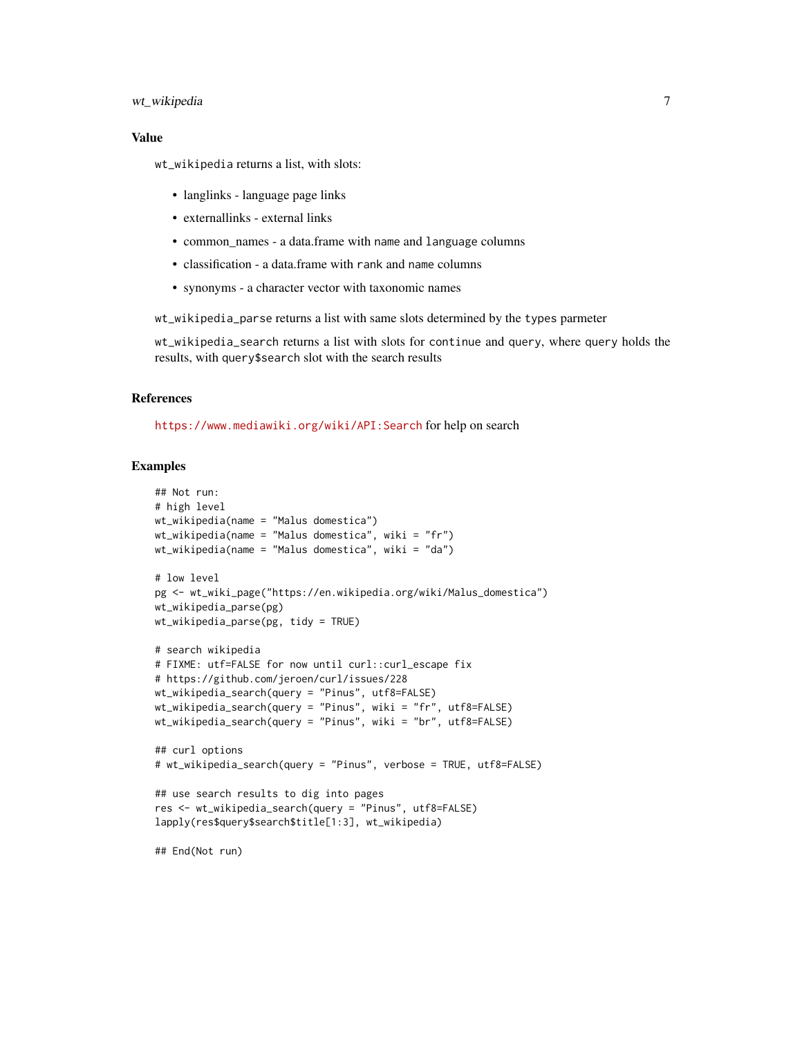### Value

`wt_wikipedia` returns a list, with slots:

- langlinks - language page links
- externallinks - external links
- common_names - a data.frame with `name` and `language` columns
- classification - a data.frame with `rank` and `name` columns
- synonyms - a character vector with taxonomic names

`wt_wikipedia_parse` returns a list with same slots determined by the `types` parmeter

`wt_wikipedia_search` returns a list with slots for `continue` and `query`, where `query` holds the results, with `query$search` slot with the search results

### References

https://www.mediawiki.org/wiki/API:Search for help on search

### Examples

```
## Not run:
# high level
wt_wikipedia(name = "Malus domestica")
wt_wikipedia(name = "Malus domestica", wiki = "fr")
wt_wikipedia(name = "Malus domestica", wiki = "da")

# low level
pg <- wt_wiki_page("https://en.wikipedia.org/wiki/Malus_domestica")
wt_wikipedia_parse(pg)
wt_wikipedia_parse(pg, tidy = TRUE)

# search wikipedia
# FIXME: utf=FALSE for now until curl::curl_escape fix
# https://github.com/jeroen/curl/issues/228
wt_wikipedia_search(query = "Pinus", utf8=FALSE)
wt_wikipedia_search(query = "Pinus", wiki = "fr", utf8=FALSE)
wt_wikipedia_search(query = "Pinus", wiki = "br", utf8=FALSE)

## curl options
# wt_wikipedia_search(query = "Pinus", verbose = TRUE, utf8=FALSE)

## use search results to dig into pages
res <- wt_wikipedia_search(query = "Pinus", utf8=FALSE)
lapply(res$query$search$title[1:3], wt_wikipedia)

## End(Not run)
```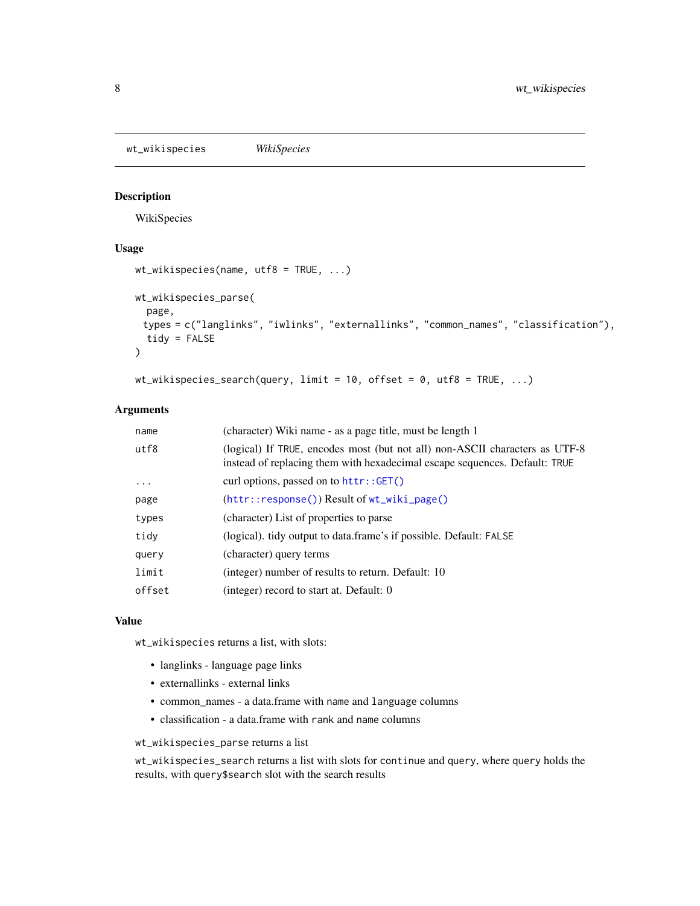## wt_wikispecies &nbsp;&nbsp;&nbsp;&nbsp; *WikiSpecies*

### Description

WikiSpecies

### Usage

```
wt_wikispecies(name, utf8 = TRUE, ...)

wt_wikispecies_parse(
  page,
  types = c("langlinks", "iwlinks", "externallinks", "common_names", "classification"),
  tidy = FALSE
)

wt_wikispecies_search(query, limit = 10, offset = 0, utf8 = TRUE, ...)
```

### Arguments

| | |
|---|---|
| `name` | (character) Wiki name - as a page title, must be length 1 |
| `utf8` | (logical) If `TRUE`, encodes most (but not all) non-ASCII characters as UTF-8 instead of replacing them with hexadecimal escape sequences. Default: `TRUE` |
| `...` | curl options, passed on to `httr::GET()` |
| `page` | (`httr::response()`) Result of `wt_wiki_page()` |
| `types` | (character) List of properties to parse |
| `tidy` | (logical). tidy output to data.frame's if possible. Default: `FALSE` |
| `query` | (character) query terms |
| `limit` | (integer) number of results to return. Default: 10 |
| `offset` | (integer) record to start at. Default: 0 |

### Value

`wt_wikispecies` returns a list, with slots:

- langlinks - language page links
- externallinks - external links
- common_names - a data.frame with `name` and `language` columns
- classification - a data.frame with `rank` and `name` columns

`wt_wikispecies_parse` returns a list

`wt_wikispecies_search` returns a list with slots for `continue` and `query`, where `query` holds the results, with `query$search` slot with the search results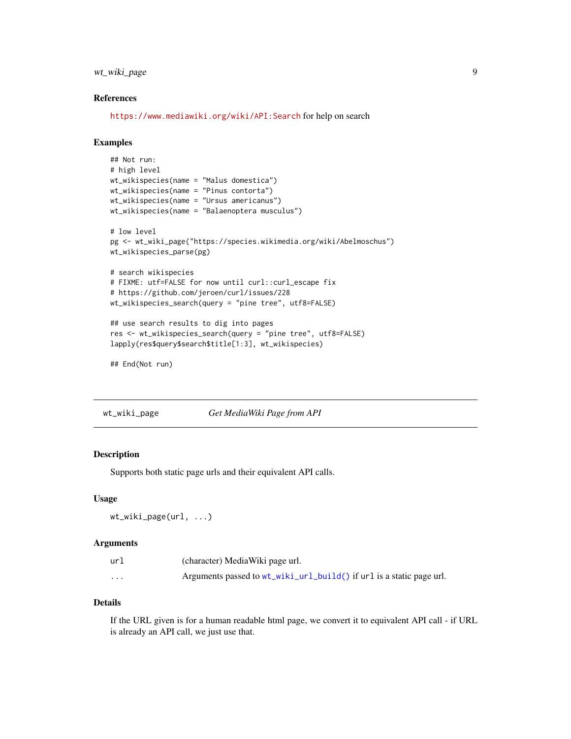### References

https://www.mediawiki.org/wiki/API:Search for help on search

### Examples

```
## Not run:
# high level
wt_wikispecies(name = "Malus domestica")
wt_wikispecies(name = "Pinus contorta")
wt_wikispecies(name = "Ursus americanus")
wt_wikispecies(name = "Balaenoptera musculus")

# low level
pg <- wt_wiki_page("https://species.wikimedia.org/wiki/Abelmoschus")
wt_wikispecies_parse(pg)

# search wikispecies
# FIXME: utf=FALSE for now until curl::curl_escape fix
# https://github.com/jeroen/curl/issues/228
wt_wikispecies_search(query = "pine tree", utf8=FALSE)

## use search results to dig into pages
res <- wt_wikispecies_search(query = "pine tree", utf8=FALSE)
lapply(res$query$search$title[1:3], wt_wikispecies)

## End(Not run)
```

---

## wt_wiki_page    *Get MediaWiki Page from API*

### Description

Supports both static page urls and their equivalent API calls.

### Usage

```
wt_wiki_page(url, ...)
```

### Arguments

| | |
|---|---|
| `url` | (character) MediaWiki page url. |
| `...` | Arguments passed to `wt_wiki_url_build()` if `url` is a static page url. |

### Details

If the URL given is for a human readable html page, we convert it to equivalent API call - if URL is already an API call, we just use that.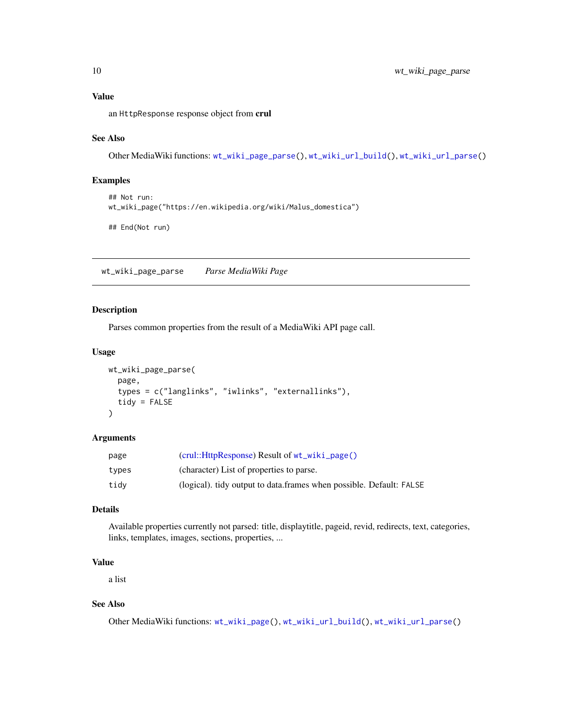### Value

an `HttpResponse` response object from **crul**

### See Also

Other MediaWiki functions: `wt_wiki_page_parse()`, `wt_wiki_url_build()`, `wt_wiki_url_parse()`

### Examples

```
## Not run:
wt_wiki_page("https://en.wikipedia.org/wiki/Malus_domestica")

## End(Not run)
```

---

## `wt_wiki_page_parse` *Parse MediaWiki Page*

---

### Description

Parses common properties from the result of a MediaWiki API page call.

### Usage

```
wt_wiki_page_parse(
  page,
  types = c("langlinks", "iwlinks", "externallinks"),
  tidy = FALSE
)
```

### Arguments

| | |
|---|---|
| `page` | (crul::HttpResponse) Result of `wt_wiki_page()` |
| `types` | (character) List of properties to parse. |
| `tidy` | (logical). tidy output to data.frames when possible. Default: `FALSE` |

### Details

Available properties currently not parsed: title, displaytitle, pageid, revid, redirects, text, categories, links, templates, images, sections, properties, ...

### Value

a list

### See Also

Other MediaWiki functions: `wt_wiki_page()`, `wt_wiki_url_build()`, `wt_wiki_url_parse()`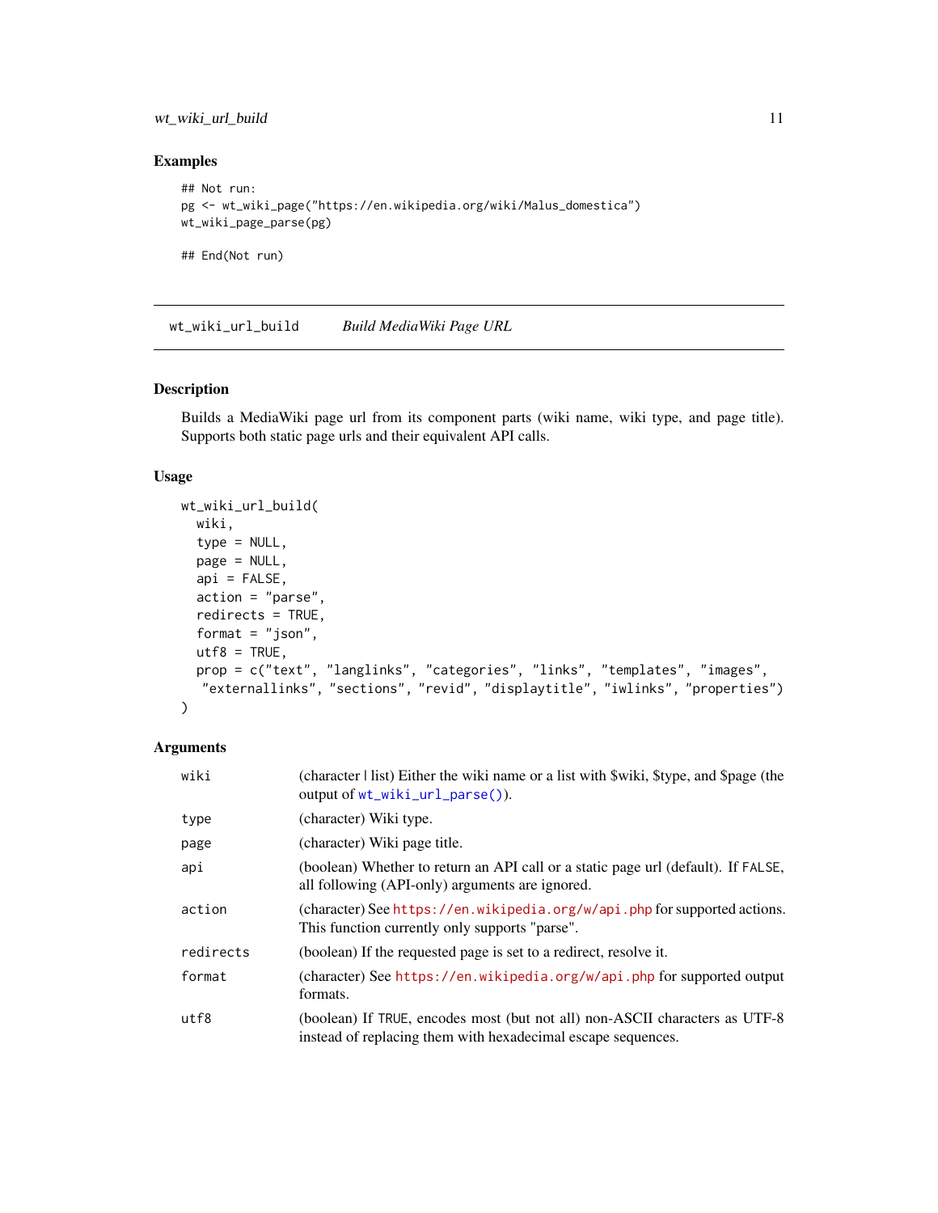### Examples

```
## Not run:
pg <- wt_wiki_page("https://en.wikipedia.org/wiki/Malus_domestica")
wt_wiki_page_parse(pg)

## End(Not run)
```

---

## wt_wiki_url_build — *Build MediaWiki Page URL*

---

### Description

Builds a MediaWiki page url from its component parts (wiki name, wiki type, and page title). Supports both static page urls and their equivalent API calls.

### Usage

```
wt_wiki_url_build(
  wiki,
  type = NULL,
  page = NULL,
  api = FALSE,
  action = "parse",
  redirects = TRUE,
  format = "json",
  utf8 = TRUE,
  prop = c("text", "langlinks", "categories", "links", "templates", "images",
   "externallinks", "sections", "revid", "displaytitle", "iwlinks", "properties")
)
```

### Arguments

| | |
|---|---|
| `wiki` | (character \| list) Either the wiki name or a list with $wiki, $type, and $page (the output of `wt_wiki_url_parse()`). |
| `type` | (character) Wiki type. |
| `page` | (character) Wiki page title. |
| `api` | (boolean) Whether to return an API call or a static page url (default). If `FALSE`, all following (API-only) arguments are ignored. |
| `action` | (character) See https://en.wikipedia.org/w/api.php for supported actions. This function currently only supports "parse". |
| `redirects` | (boolean) If the requested page is set to a redirect, resolve it. |
| `format` | (character) See https://en.wikipedia.org/w/api.php for supported output formats. |
| `utf8` | (boolean) If `TRUE`, encodes most (but not all) non-ASCII characters as UTF-8 instead of replacing them with hexadecimal escape sequences. |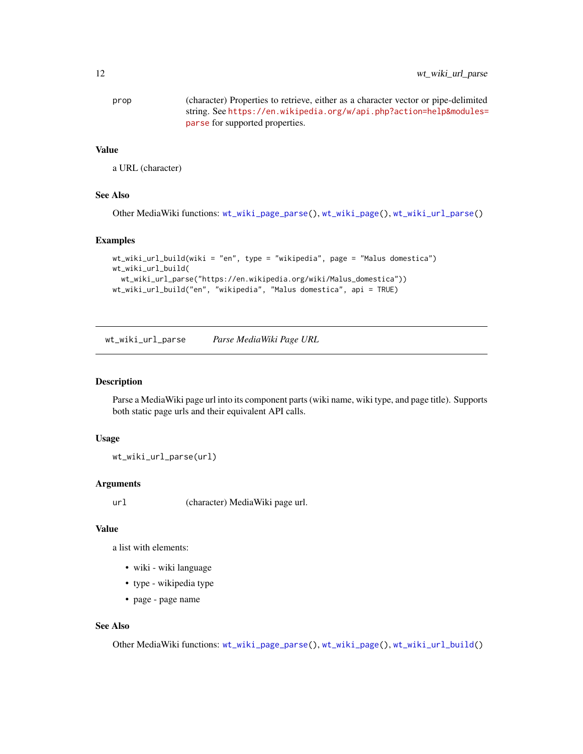prop (character) Properties to retrieve, either as a character vector or pipe-delimited string. See https://en.wikipedia.org/w/api.php?action=help&modules=parse for supported properties.

### Value

a URL (character)

### See Also

Other MediaWiki functions: `wt_wiki_page_parse()`, `wt_wiki_page()`, `wt_wiki_url_parse()`

### Examples

```
wt_wiki_url_build(wiki = "en", type = "wikipedia", page = "Malus domestica")
wt_wiki_url_build(
  wt_wiki_url_parse("https://en.wikipedia.org/wiki/Malus_domestica"))
wt_wiki_url_build("en", "wikipedia", "Malus domestica", api = TRUE)
```

---

## wt_wiki_url_parse    *Parse MediaWiki Page URL*

---

### Description

Parse a MediaWiki page url into its component parts (wiki name, wiki type, and page title). Supports both static page urls and their equivalent API calls.

### Usage

```
wt_wiki_url_parse(url)
```

### Arguments

url (character) MediaWiki page url.

### Value

a list with elements:

- wiki - wiki language
- type - wikipedia type
- page - page name

### See Also

Other MediaWiki functions: `wt_wiki_page_parse()`, `wt_wiki_page()`, `wt_wiki_url_build()`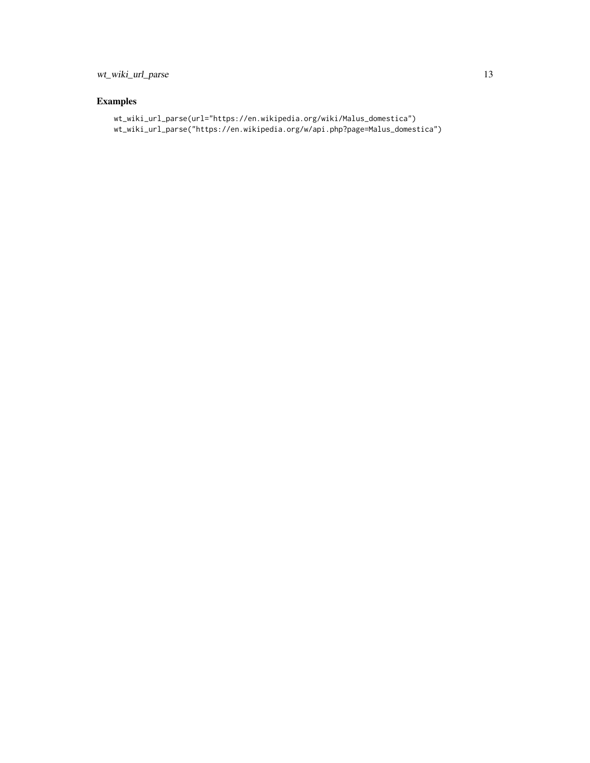## Examples

```
wt_wiki_url_parse(url="https://en.wikipedia.org/wiki/Malus_domestica")
wt_wiki_url_parse("https://en.wikipedia.org/w/api.php?page=Malus_domestica")
```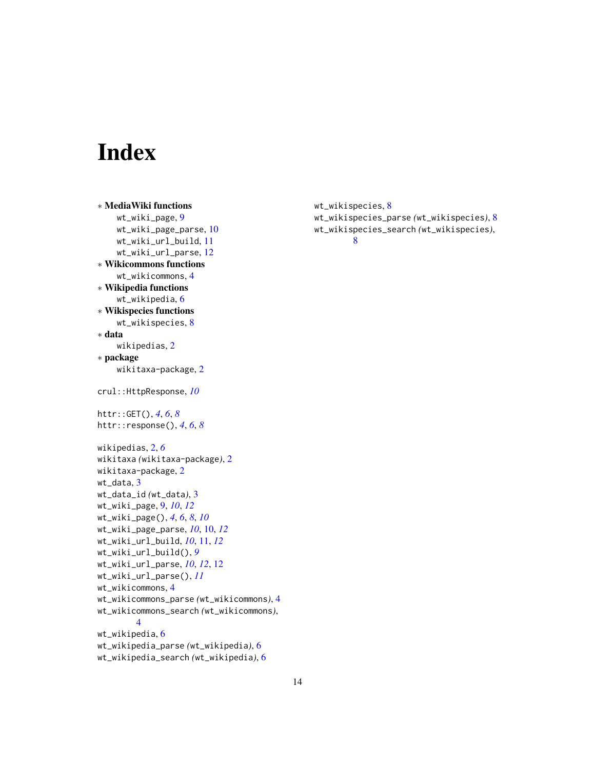# Index

∗ **MediaWiki functions**
    wt_wiki_page, 9
    wt_wiki_page_parse, 10
    wt_wiki_url_build, 11
    wt_wiki_url_parse, 12
∗ **Wikicommons functions**
    wt_wikicommons, 4
∗ **Wikipedia functions**
    wt_wikipedia, 6
∗ **Wikispecies functions**
    wt_wikispecies, 8
∗ **data**
    wikipedias, 2
∗ **package**
    wikitaxa-package, 2

crul::HttpResponse, *10*

httr::GET(), *4*, *6*, *8*
httr::response(), *4*, *6*, *8*

wikipedias, 2, *6*
wikitaxa (wikitaxa-package), 2
wikitaxa-package, 2
wt_data, 3
wt_data_id (wt_data), 3
wt_wiki_page, 9, *10*, *12*
wt_wiki_page(), *4*, *6*, *8*, *10*
wt_wiki_page_parse, *10*, 10, *12*
wt_wiki_url_build, *10*, 11, *12*
wt_wiki_url_build(), *9*
wt_wiki_url_parse, *10*, *12*, 12
wt_wiki_url_parse(), *11*
wt_wikicommons, 4
wt_wikicommons_parse (wt_wikicommons), 4
wt_wikicommons_search (wt_wikicommons), 4
wt_wikipedia, 6
wt_wikipedia_parse (wt_wikipedia), 6
wt_wikipedia_search (wt_wikipedia), 6
wt_wikispecies, 8
wt_wikispecies_parse (wt_wikispecies), 8
wt_wikispecies_search (wt_wikispecies), 8